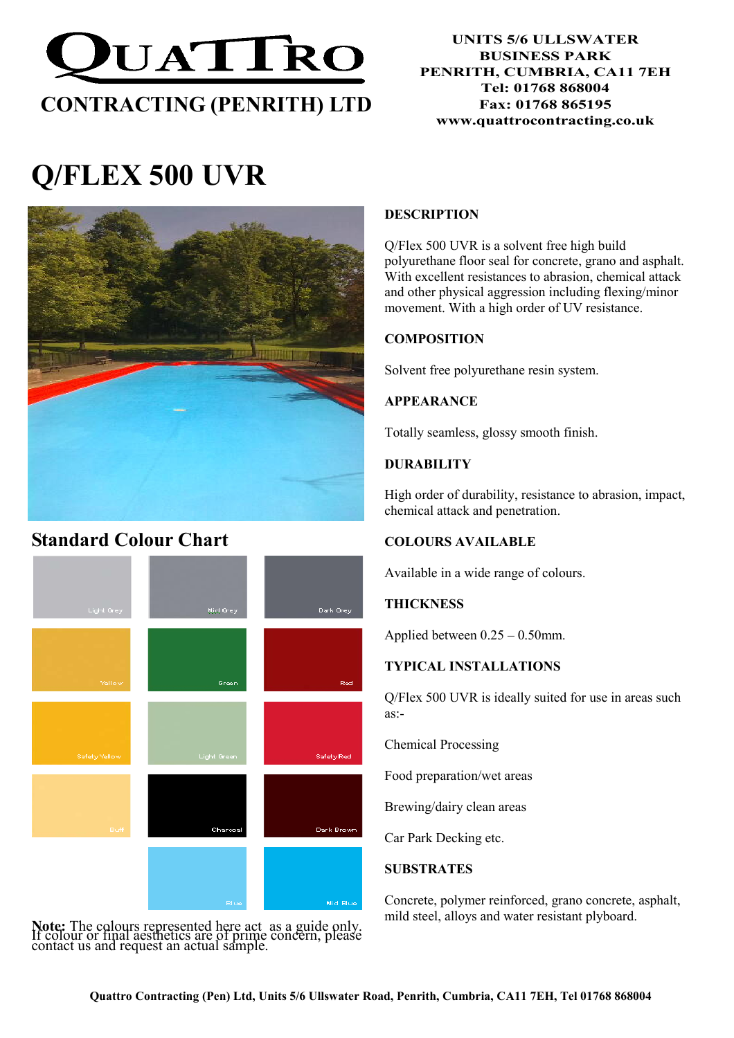# QUATTRO

## CONTRACTING (PENRITH) LTD

**UNITS 5/6 ULLSWATER BUSINESS PARK**
**PENRITH, CUMBRIA, CA11 7EH**
**Tel: 01768 868004**
**Fax: 01768 865195**
**www.quattrocontracting.co.uk**

# Q/FLEX 500 UVR

### DESCRIPTION

Q/Flex 500 UVR is a solvent free high build polyurethane floor seal for concrete, grano and asphalt. With excellent resistances to abrasion, chemical attack and other physical aggression including flexing/minor movement. With a high order of UV resistance.

### COMPOSITION

Solvent free polyurethane resin system.

### APPEARANCE

Totally seamless, glossy smooth finish.

### DURABILITY

High order of durability, resistance to abrasion, impact, chemical attack and penetration.

### COLOURS AVAILABLE

Available in a wide range of colours.

### THICKNESS

Applied between 0.25 – 0.50mm.

### TYPICAL INSTALLATIONS

Q/Flex 500 UVR is ideally suited for use in areas such as:-

Chemical Processing

Food preparation/wet areas

Brewing/dairy clean areas

Car Park Decking etc.

### SUBSTRATES

Concrete, polymer reinforced, grano concrete, asphalt, mild steel, alloys and water resistant plyboard.

## Standard Colour Chart

| | | |
|---|---|---|
| Light Grey | Mid Grey | Dark Grey |
| Yellow | Green | Red |
| Safety Yellow | Light Green | Safety Red |
| Buff | Charcoal | Dark Brown |
| | Blue | Mid Blue |

**Note:** The colours represented here act as a guide only. If colour or final aesthetics are of prime concern, please contact us and request an actual sample.

**Quattro Contracting (Pen) Ltd, Units 5/6 Ullswater Road, Penrith, Cumbria, CA11 7EH, Tel 01768 868004**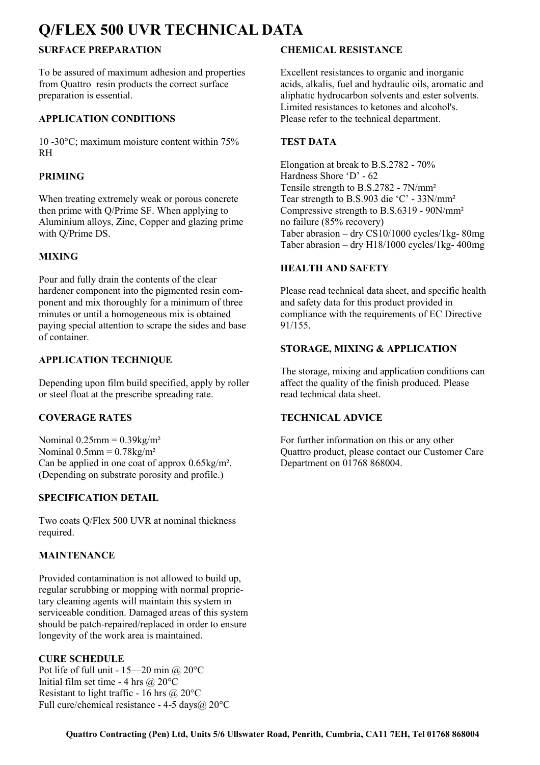# Q/FLEX 500 UVR TECHNICAL DATA

### SURFACE PREPARATION

To be assured of maximum adhesion and properties from Quattro resin products the correct surface preparation is essential.

### APPLICATION CONDITIONS

10 -30°C; maximum moisture content within 75% RH

### PRIMING

When treating extremely weak or porous concrete then prime with Q/Prime SF. When applying to Aluminium alloys, Zinc, Copper and glazing prime with Q/Prime DS.

### MIXING

Pour and fully drain the contents of the clear hardener component into the pigmented resin component and mix thoroughly for a minimum of three minutes or until a homogeneous mix is obtained paying special attention to scrape the sides and base of container.

### APPLICATION TECHNIQUE

Depending upon film build specified, apply by roller or steel float at the prescribe spreading rate.

### COVERAGE RATES

Nominal 0.25mm = 0.39kg/m²
Nominal 0.5mm = 0.78kg/m²
Can be applied in one coat of approx 0.65kg/m². (Depending on substrate porosity and profile.)

### SPECIFICATION DETAIL

Two coats Q/Flex 500 UVR at nominal thickness required.

### MAINTENANCE

Provided contamination is not allowed to build up, regular scrubbing or mopping with normal proprietary cleaning agents will maintain this system in serviceable condition. Damaged areas of this system should be patch-repaired/replaced in order to ensure longevity of the work area is maintained.

### CURE SCHEDULE

Pot life of full unit - 15—20 min @ 20°C
Initial film set time - 4 hrs @ 20°C
Resistant to light traffic - 16 hrs @ 20°C
Full cure/chemical resistance - 4-5 days@ 20°C

### CHEMICAL RESISTANCE

Excellent resistances to organic and inorganic acids, alkalis, fuel and hydraulic oils, aromatic and aliphatic hydrocarbon solvents and ester solvents. Limited resistances to ketones and alcohol's. Please refer to the technical department.

### TEST DATA

Elongation at break to B.S.2782 - 70%
Hardness Shore 'D' - 62
Tensile strength to B.S.2782 - 7N/mm²
Tear strength to B.S.903 die 'C' - 33N/mm²
Compressive strength to B.S.6319 - 90N/mm²
no failure (85% recovery)
Taber abrasion – dry CS10/1000 cycles/1kg- 80mg
Taber abrasion – dry H18/1000 cycles/1kg- 400mg

### HEALTH AND SAFETY

Please read technical data sheet, and specific health and safety data for this product provided in compliance with the requirements of EC Directive 91/155.

### STORAGE, MIXING & APPLICATION

The storage, mixing and application conditions can affect the quality of the finish produced. Please read technical data sheet.

### TECHNICAL ADVICE

For further information on this or any other Quattro product, please contact our Customer Care Department on 01768 868004.

**Quattro Contracting (Pen) Ltd, Units 5/6 Ullswater Road, Penrith, Cumbria, CA11 7EH, Tel 01768 868004**